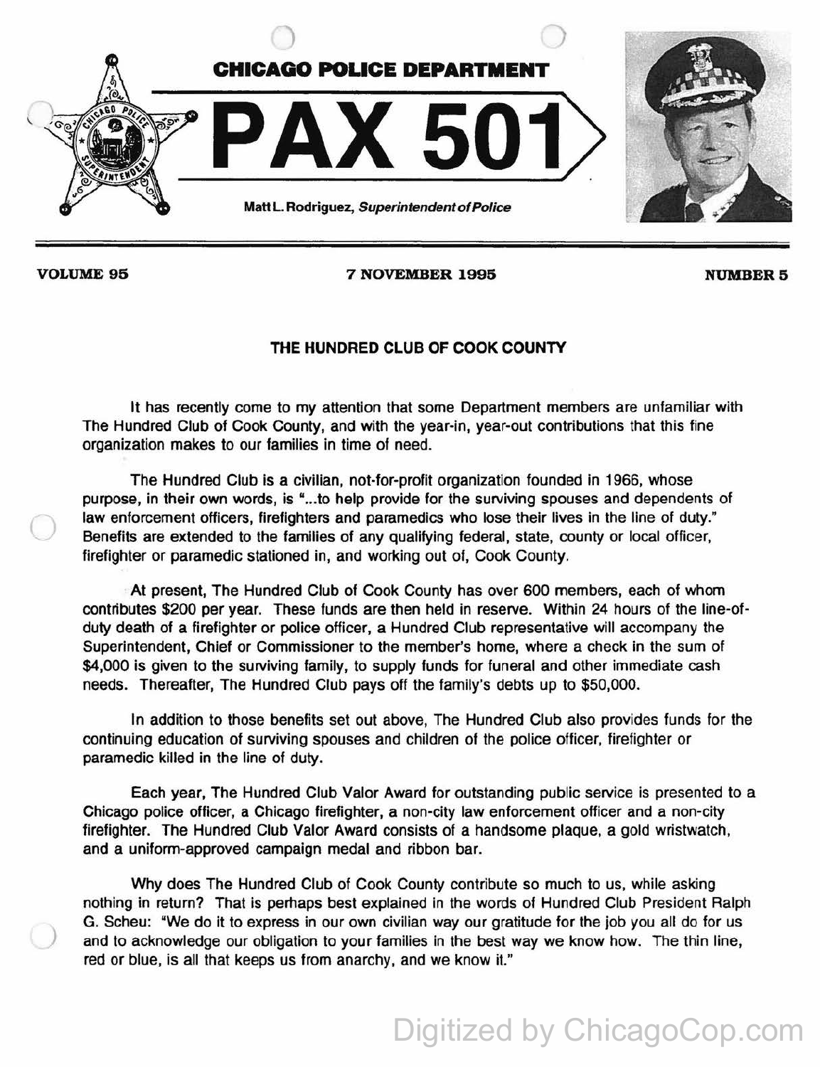# CHICAGO POLICE DEPARTMENT

# PAX 501

Matt L. Rodriguez, *Superintendent of Police*

**VOLUME 95** **7 NOVEMBER 1995** **NUMBER 5**

## THE HUNDRED CLUB OF COOK COUNTY

It has recently come to my attention that some Department members are unfamiliar with The Hundred Club of Cook County, and with the year-in, year-out contributions that this fine organization makes to our families in time of need.

The Hundred Club is a civilian, not-for-profit organization founded in 1966, whose purpose, in their own words, is "...to help provide for the surviving spouses and dependents of law enforcement officers, firefighters and paramedics who lose their lives in the line of duty." Benefits are extended to the families of any qualifying federal, state, county or local officer, firefighter or paramedic stationed in, and working out of, Cook County.

At present, The Hundred Club of Cook County has over 600 members, each of whom contributes $200 per year. These funds are then held in reserve. Within 24 hours of the line-of-duty death of a firefighter or police officer, a Hundred Club representative will accompany the Superintendent, Chief or Commissioner to the member's home, where a check in the sum of $4,000 is given to the surviving family, to supply funds for funeral and other immediate cash needs. Thereafter, The Hundred Club pays off the family's debts up to $50,000.

In addition to those benefits set out above, The Hundred Club also provides funds for the continuing education of surviving spouses and children of the police officer, firefighter or paramedic killed in the line of duty.

Each year, The Hundred Club Valor Award for outstanding public service is presented to a Chicago police officer, a Chicago firefighter, a non-city law enforcement officer and a non-city firefighter. The Hundred Club Valor Award consists of a handsome plaque, a gold wristwatch, and a uniform-approved campaign medal and ribbon bar.

Why does The Hundred Club of Cook County contribute so much to us, while asking nothing in return? That is perhaps best explained in the words of Hundred Club President Ralph G. Scheu: "We do it to express in our own civilian way our gratitude for the job you all do for us and to acknowledge our obligation to your families in the best way we know how. The thin line, red or blue, is all that keeps us from anarchy, and we know it."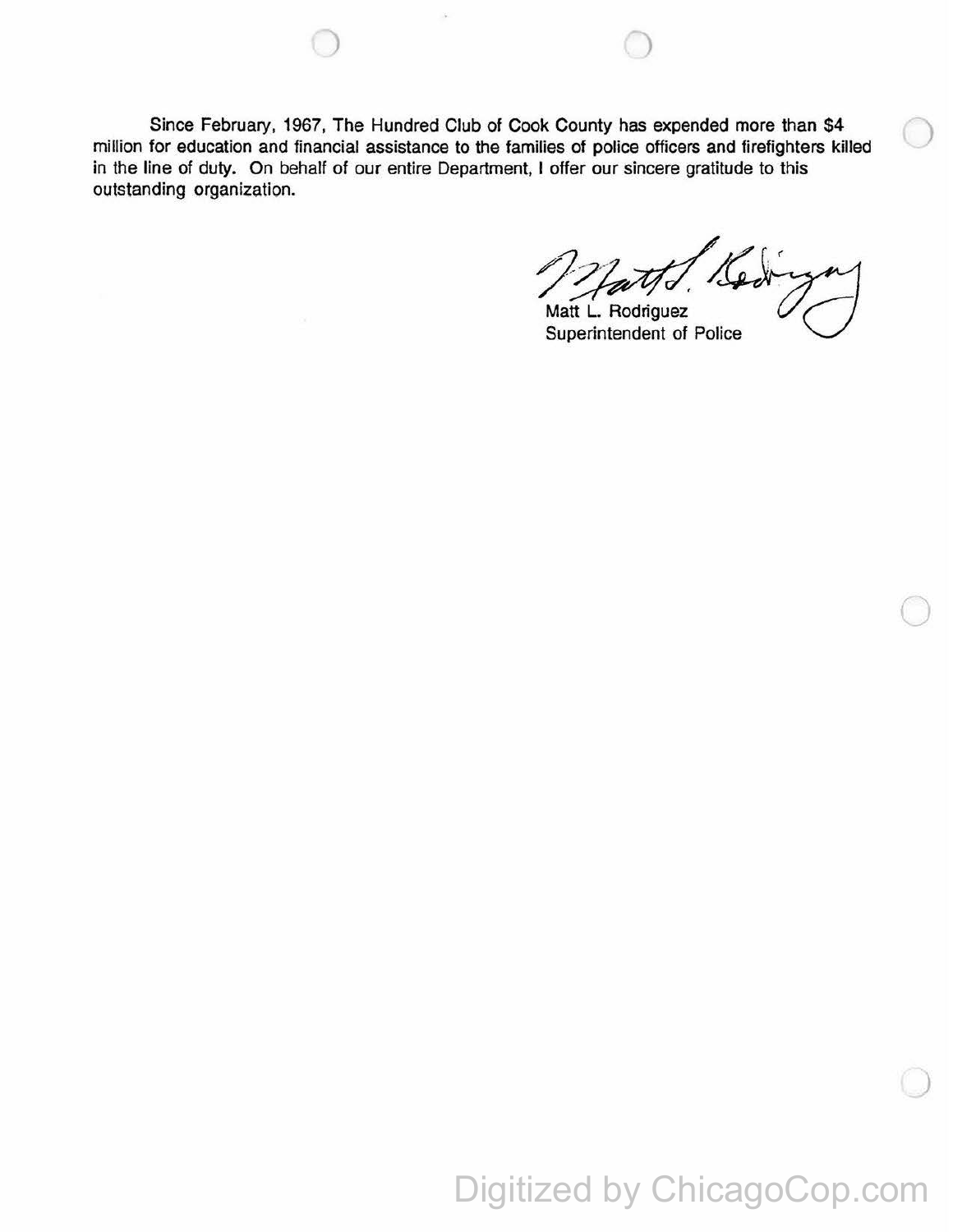Since February, 1967, The Hundred Club of Cook County has expended more than $4 million for education and financial assistance to the families of police officers and firefighters killed in the line of duty. On behalf of our entire Department, I offer our sincere gratitude to this outstanding organization.

Matt L. Rodriguez
Superintendent of Police